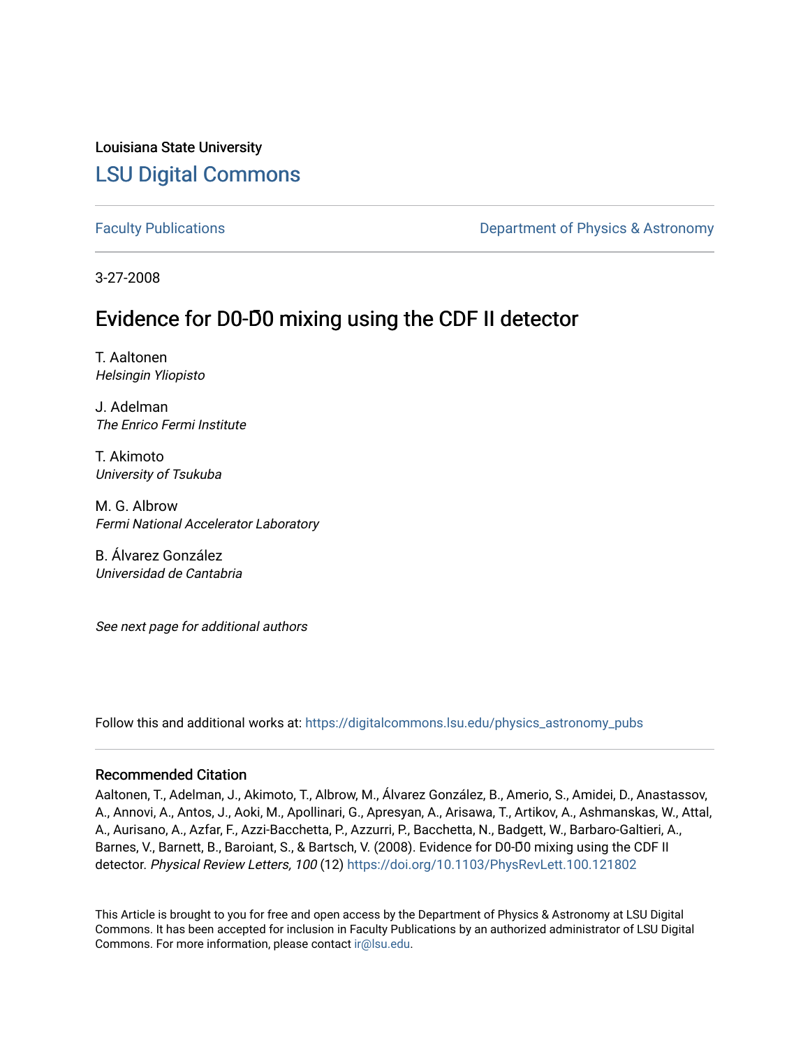Louisiana State University

# LSU Digital Commons

Faculty Publications

Department of Physics & Astronomy

3-27-2008

## Evidence for D0-D̅0 mixing using the CDF II detector

T. Aaltonen
*Helsingin Yliopisto*

J. Adelman
*The Enrico Fermi Institute*

T. Akimoto
*University of Tsukuba*

M. G. Albrow
*Fermi National Accelerator Laboratory*

B. Álvarez González
*Universidad de Cantabria*

*See next page for additional authors*

Follow this and additional works at: https://digitalcommons.lsu.edu/physics_astronomy_pubs

### Recommended Citation

Aaltonen, T., Adelman, J., Akimoto, T., Albrow, M., Álvarez González, B., Amerio, S., Amidei, D., Anastassov, A., Annovi, A., Antos, J., Aoki, M., Apollinari, G., Apresyan, A., Arisawa, T., Artikov, A., Ashmanskas, W., Attal, A., Aurisano, A., Azfar, F., Azzi-Bacchetta, P., Azzurri, P., Bacchetta, N., Badgett, W., Barbaro-Galtieri, A., Barnes, V., Barnett, B., Baroiant, S., & Bartsch, V. (2008). Evidence for D0-D̅0 mixing using the CDF II detector. *Physical Review Letters, 100* (12) https://doi.org/10.1103/PhysRevLett.100.121802

This Article is brought to you for free and open access by the Department of Physics & Astronomy at LSU Digital Commons. It has been accepted for inclusion in Faculty Publications by an authorized administrator of LSU Digital Commons. For more information, please contact ir@lsu.edu.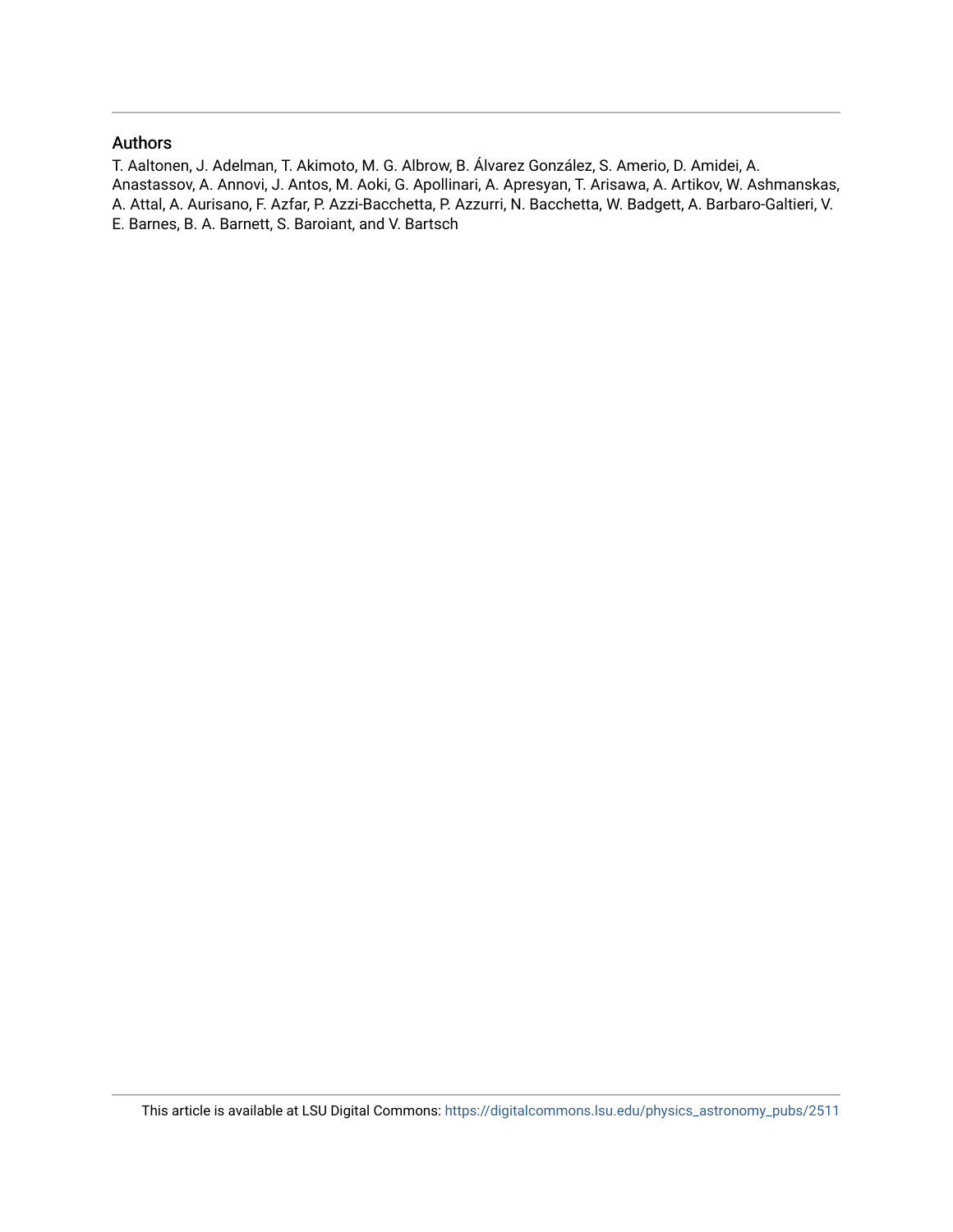## Authors

T. Aaltonen, J. Adelman, T. Akimoto, M. G. Albrow, B. Álvarez González, S. Amerio, D. Amidei, A. Anastassov, A. Annovi, J. Antos, M. Aoki, G. Apollinari, A. Apresyan, T. Arisawa, A. Artikov, W. Ashmanskas, A. Attal, A. Aurisano, F. Azfar, P. Azzi-Bacchetta, P. Azzurri, N. Bacchetta, W. Badgett, A. Barbaro-Galtieri, V. E. Barnes, B. A. Barnett, S. Baroiant, and V. Bartsch

This article is available at LSU Digital Commons: https://digitalcommons.lsu.edu/physics_astronomy_pubs/2511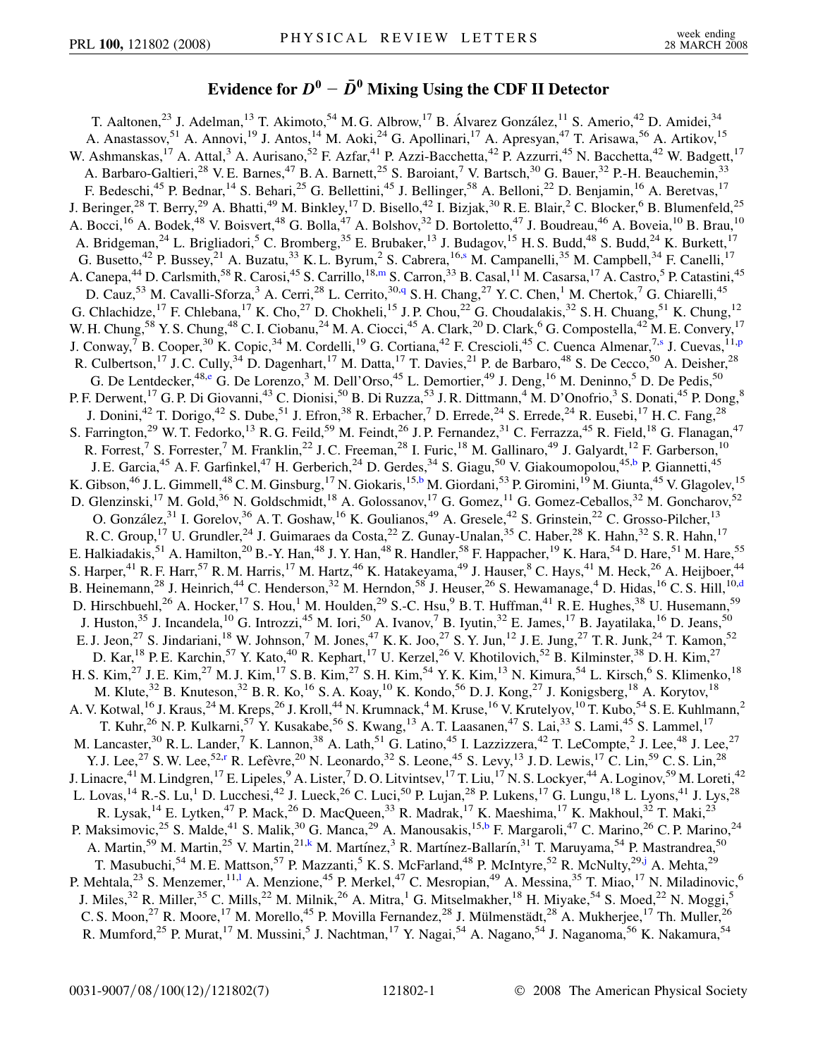# Evidence for $D^0 - \bar{D}^0$ Mixing Using the CDF II Detector

T. Aaltonen,[23] J. Adelman,[13] T. Akimoto,[54] M. G. Albrow,[17] B. Álvarez González,[11] S. Amerio,[42] D. Amidei,[34] A. Anastassov,[51] A. Annovi,[19] J. Antos,[14] M. Aoki,[24] G. Apollinari,[17] A. Apresyan,[47] T. Arisawa,[56] A. Artikov,[15] W. Ashmanskas,[17] A. Attal,[3] A. Aurisano,[52] F. Azfar,[41] P. Azzi-Bacchetta,[42] P. Azzurri,[45] N. Bacchetta,[42] W. Badgett,[17] A. Barbaro-Galtieri,[28] V. E. Barnes,[47] B. A. Barnett,[25] S. Baroiant,[7] V. Bartsch,[30] G. Bauer,[32] P.-H. Beauchemin,[33] F. Bedeschi,[45] P. Bednar,[14] S. Behari,[25] G. Bellettini,[45] J. Bellinger,[58] A. Belloni,[22] D. Benjamin,[16] A. Beretvas,[17] J. Beringer,[28] T. Berry,[29] A. Bhatti,[49] M. Binkley,[17] D. Bisello,[42] I. Bizjak,[30] R. E. Blair,[2] C. Blocker,[6] B. Blumenfeld,[25] A. Bocci,[16] A. Bodek,[48] V. Boisvert,[48] G. Bolla,[47] A. Bolshov,[32] D. Bortoletto,[47] J. Boudreau,[46] A. Boveia,[10] B. Brau,[10] A. Bridgeman,[24] L. Brigliadori,[5] C. Bromberg,[35] E. Brubaker,[13] J. Budagov,[15] H. S. Budd,[48] S. Budd,[24] K. Burkett,[17] G. Busetto,[42] P. Bussey,[21] A. Buzatu,[33] K. L. Byrum,[2] S. Cabrera,[16,s] M. Campanelli,[35] M. Campbell,[34] F. Canelli,[17] A. Canepa,[44] D. Carlsmith,[58] R. Carosi,[45] S. Carrillo,[18,m] S. Carron,[33] B. Casal,[11] M. Casarsa,[17] A. Castro,[5] P. Catastini,[45] D. Cauz,[53] M. Cavalli-Sforza,[3] A. Cerri,[28] L. Cerrito,[30,q] S. H. Chang,[27] Y. C. Chen,[1] M. Chertok,[7] G. Chiarelli,[45] G. Chlachidze,[17] F. Chlebana,[17] K. Cho,[27] D. Chokheli,[15] J. P. Chou,[22] G. Choudalakis,[32] S. H. Chuang,[51] K. Chung,[12] W. H. Chung,[58] Y. S. Chung,[48] C. I. Ciobanu,[24] M. A. Ciocci,[45] A. Clark,[20] D. Clark,[6] G. Compostella,[42] M. E. Convery,[17] J. Conway,[7] B. Cooper,[30] K. Copic,[34] M. Cordelli,[19] G. Cortiana,[42] F. Crescioli,[45] C. Cuenca Almenar,[7,s] J. Cuevas,[11,p] R. Culbertson,[17] J. C. Cully,[34] D. Dagenhart,[17] M. Datta,[17] T. Davies,[21] P. de Barbaro,[48] S. De Cecco,[50] A. Deisher,[28] G. De Lentdecker,[48,e] G. De Lorenzo,[3] M. Dell'Orso,[45] L. Demortier,[49] J. Deng,[16] M. Deninno,[5] D. De Pedis,[50] P. F. Derwent,[17] G. P. Di Giovanni,[43] C. Dionisi,[50] B. Di Ruzza,[53] J. R. Dittmann,[4] M. D'Onofrio,[3] S. Donati,[45] P. Dong,[8] J. Donini,[42] T. Dorigo,[42] S. Dube,[51] J. Efron,[38] R. Erbacher,[7] D. Errede,[24] S. Errede,[24] R. Eusebi,[17] H. C. Fang,[28] S. Farrington,[29] W. T. Fedorko,[13] R. G. Feild,[59] M. Feindt,[26] J. P. Fernandez,[31] C. Ferrazza,[45] R. Field,[18] G. Flanagan,[47] R. Forrest,[7] S. Forrester,[7] M. Franklin,[22] J. C. Freeman,[28] I. Furic,[18] M. Gallinaro,[49] J. Galyardt,[12] F. Garberson,[10] J. E. Garcia,[45] A. F. Garfinkel,[47] H. Gerberich,[24] D. Gerdes,[34] S. Giagu,[50] V. Giakoumopolou,[45,b] P. Giannetti,[45] K. Gibson,[46] J. L. Gimmell,[48] C. M. Ginsburg,[17] N. Giokaris,[15,b] M. Giordani,[53] P. Giromini,[19] M. Giunta,[45] V. Glagolev,[15] D. Glenzinski,[17] M. Gold,[36] N. Goldschmidt,[18] A. Golossanov,[17] G. Gomez,[11] G. Gomez-Ceballos,[32] M. Goncharov,[52] O. González,[31] I. Gorelov,[36] A. T. Goshaw,[16] K. Goulianos,[49] A. Gresele,[42] S. Grinstein,[22] C. Grosso-Pilcher,[13] R. C. Group,[17] U. Grundler,[24] J. Guimaraes da Costa,[22] Z. Gunay-Unalan,[35] C. Haber,[28] K. Hahn,[32] S. R. Hahn,[17] E. Halkiadakis,[51] A. Hamilton,[20] B.-Y. Han,[48] J. Y. Han,[48] R. Handler,[58] F. Happacher,[19] K. Hara,[54] D. Hare,[51] M. Hare,[55] S. Harper,[41] R. F. Harr,[57] R. M. Harris,[17] M. Hartz,[46] K. Hatakeyama,[49] J. Hauser,[8] C. Hays,[41] M. Heck,[26] A. Heijboer,[44] B. Heinemann,[28] J. Heinrich,[44] C. Henderson,[32] M. Herndon,[58] J. Heuser,[26] S. Hewamanage,[4] D. Hidas,[16] C. S. Hill,[10,d] D. Hirschbuehl,[26] A. Hocker,[17] S. Hou,[1] M. Houlden,[29] S.-C. Hsu,[9] B. T. Huffman,[41] R. E. Hughes,[38] U. Husemann,[59] J. Huston,[35] J. Incandela,[10] G. Introzzi,[45] M. Iori,[50] A. Ivanov,[7] B. Iyutin,[32] E. James,[17] B. Jayatilaka,[16] D. Jeans,[50] E. J. Jeon,[27] S. Jindariani,[18] W. Johnson,[7] M. Jones,[47] K. K. Joo,[27] S. Y. Jun,[12] J. E. Jung,[27] T. R. Junk,[24] T. Kamon,[52] D. Kar,[18] P. E. Karchin,[57] Y. Kato,[40] R. Kephart,[17] U. Kerzel,[26] V. Khotilovich,[52] B. Kilminster,[38] D. H. Kim,[27] H. S. Kim,[27] J. E. Kim,[27] M. J. Kim,[17] S. B. Kim,[27] S. H. Kim,[54] Y. K. Kim,[13] N. Kimura,[54] L. Kirsch,[6] S. Klimenko,[18] M. Klute,[32] B. Knuteson,[32] B. R. Ko,[16] S. A. Koay,[10] K. Kondo,[56] D. J. Kong,[27] J. Konigsberg,[18] A. Korytov,[18] A. V. Kotwal,[16] J. Kraus,[24] M. Kreps,[26] J. Kroll,[44] N. Krumnack,[4] M. Kruse,[16] V. Krutelyov,[10] T. Kubo,[54] S. E. Kuhlmann,[2] T. Kuhr,[26] N. P. Kulkarni,[57] Y. Kusakabe,[56] S. Kwang,[13] A. T. Laasanen,[47] S. Lai,[33] S. Lami,[45] S. Lammel,[17] M. Lancaster,[30] R. L. Lander,[7] K. Lannon,[38] A. Lath,[51] G. Latino,[45] I. Lazzizzera,[42] T. LeCompte,[2] J. Lee,[48] J. Lee,[27] Y. J. Lee,[27] S. W. Lee,[52,r] R. Lefèvre,[20] N. Leonardo,[32] S. Leone,[45] S. Levy,[13] J. D. Lewis,[17] C. Lin,[59] C. S. Lin,[28] J. Linacre,[41] M. Lindgren,[17] E. Lipeles,[9] A. Lister,[7] D. O. Litvintsev,[17] T. Liu,[17] N. S. Lockyer,[44] A. Loginov,[59] M. Loreti,[42] L. Lovas,[14] R.-S. Lu,[1] D. Lucchesi,[42] J. Lueck,[26] C. Luci,[50] P. Lujan,[28] P. Lukens,[17] G. Lungu,[18] L. Lyons,[41] J. Lys,[28] R. Lysak,[14] E. Lytken,[47] P. Mack,[26] D. MacQueen,[33] R. Madrak,[17] K. Maeshima,[17] K. Makhoul,[32] T. Maki,[23] P. Maksimovic,[25] S. Malde,[41] S. Malik,[30] G. Manca,[29] A. Manousakis,[15,b] F. Margaroli,[47] C. Marino,[26] C. P. Marino,[24] A. Martin,[59] M. Martin,[25] V. Martin,[21,k] M. Martínez,[3] R. Martínez-Ballarín,[31] T. Maruyama,[54] P. Mastrandrea,[50] T. Masubuchi,[54] M. E. Mattson,[57] P. Mazzanti,[5] K. S. McFarland,[48] P. McIntyre,[52] R. McNulty,[29,j] A. Mehta,[29] P. Mehtala,[23] S. Menzemer,[11,l] A. Menzione,[45] P. Merkel,[47] C. Mesropian,[49] A. Messina,[35] T. Miao,[17] N. Miladinovic,[6] J. Miles,[32] R. Miller,[35] C. Mills,[22] M. Milnik,[26] A. Mitra,[1] G. Mitselmakher,[18] H. Miyake,[54] S. Moed,[22] N. Moggi,[5] C. S. Moon,[27] R. Moore,[17] M. Morello,[45] P. Movilla Fernandez,[28] J. Mülmenstädt,[28] A. Mukherjee,[17] Th. Muller,[26] R. Mumford,[25] P. Murat,[17] M. Mussini,[5] J. Nachtman,[17] Y. Nagai,[54] A. Nagano,[54] J. Naganoma,[56] K. Nakamura,[54]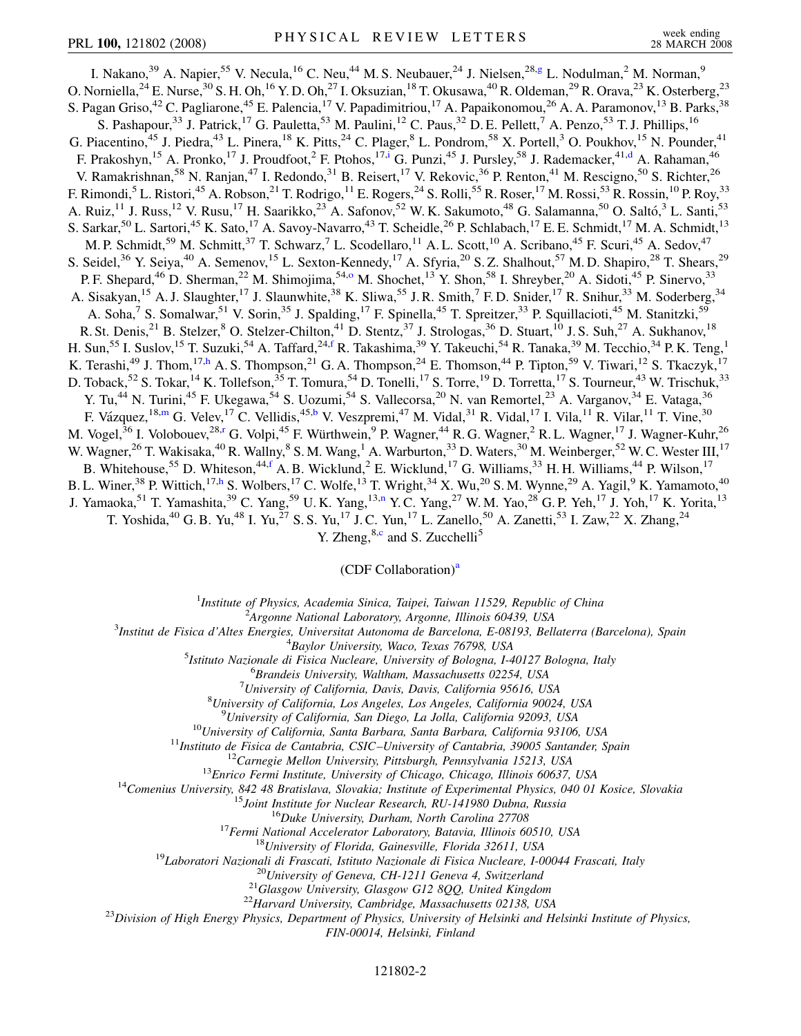I. Nakano,[39] A. Napier,[55] V. Necula,[16] C. Neu,[44] M. S. Neubauer,[24] J. Nielsen,[28,g] L. Nodulman,[2] M. Norman,[9] O. Norniella,[24] E. Nurse,[30] S. H. Oh,[16] Y. D. Oh,[27] I. Oksuzian,[18] T. Okusawa,[40] R. Oldeman,[29] R. Orava,[23] K. Osterberg,[23] S. Pagan Griso,[42] C. Pagliarone,[45] E. Palencia,[17] V. Papadimitriou,[17] A. Papaikonomou,[26] A. A. Paramonov,[13] B. Parks,[38] S. Pashapour,[33] J. Patrick,[17] G. Pauletta,[53] M. Paulini,[12] C. Paus,[32] D. E. Pellett,[7] A. Penzo,[53] T. J. Phillips,[16] G. Piacentino,[45] J. Piedra,[43] L. Pinera,[18] K. Pitts,[24] C. Plager,[8] L. Pondrom,[58] X. Portell,[3] O. Poukhov,[15] N. Pounder,[41] F. Prakoshyn,[15] A. Pronko,[17] J. Proudfoot,[2] F. Ptohos,[17,i] G. Punzi,[45] J. Pursley,[58] J. Rademacker,[41,d] A. Rahaman,[46] V. Ramakrishnan,[58] N. Ranjan,[47] I. Redondo,[31] B. Reisert,[17] V. Rekovic,[36] P. Renton,[41] M. Rescigno,[50] S. Richter,[26] F. Rimondi,[5] L. Ristori,[45] A. Robson,[21] T. Rodrigo,[11] E. Rogers,[24] S. Rolli,[55] R. Roser,[17] M. Rossi,[53] R. Rossin,[10] P. Roy,[33] A. Ruiz,[11] J. Russ,[12] V. Rusu,[17] H. Saarikko,[23] A. Safonov,[52] W. K. Sakumoto,[48] G. Salamanna,[50] O. Saltó,[3] L. Santi,[53] S. Sarkar,[50] L. Sartori,[45] K. Sato,[17] A. Savoy-Navarro,[43] T. Scheidle,[26] P. Schlabach,[17] E. E. Schmidt,[17] M. A. Schmidt,[13] M. P. Schmidt,[59] M. Schmitt,[37] T. Schwarz,[7] L. Scodellaro,[11] A. L. Scott,[10] A. Scribano,[45] F. Scuri,[45] A. Sedov,[47] S. Seidel,[36] Y. Seiya,[40] A. Semenov,[15] L. Sexton-Kennedy,[17] A. Sfyria,[20] S. Z. Shalhout,[57] M. D. Shapiro,[28] T. Shears,[29] P. F. Shepard,[46] D. Sherman,[22] M. Shimojima,[54,o] M. Shochet,[13] Y. Shon,[58] I. Shreyber,[20] A. Sidoti,[45] P. Sinervo,[33] A. Sisakyan,[15] A. J. Slaughter,[17] J. Slaunwhite,[38] K. Sliwa,[55] J. R. Smith,[7] F. D. Snider,[17] R. Snihur,[33] M. Soderberg,[34] A. Soha,[7] S. Somalwar,[51] V. Sorin,[35] J. Spalding,[17] F. Spinella,[45] T. Spreitzer,[33] P. Squillacioti,[45] M. Stanitzki,[59] R. St. Denis,[21] B. Stelzer,[8] O. Stelzer-Chilton,[41] D. Stentz,[37] J. Strologas,[36] D. Stuart,[10] J. S. Suh,[27] A. Sukhanov,[18] H. Sun,[55] I. Suslov,[15] T. Suzuki,[54] A. Taffard,[24,f] R. Takashima,[39] Y. Takeuchi,[54] R. Tanaka,[39] M. Tecchio,[34] P. K. Teng,[1] K. Terashi,[49] J. Thom,[17,h] A. S. Thompson,[21] G. A. Thompson,[24] E. Thomson,[44] P. Tipton,[59] V. Tiwari,[12] S. Tkaczyk,[17] D. Toback,[52] S. Tokar,[14] K. Tollefson,[35] T. Tomura,[54] D. Tonelli,[17] S. Torre,[19] D. Torretta,[17] S. Tourneur,[43] W. Trischuk,[33] Y. Tu,[44] N. Turini,[45] F. Ukegawa,[54] S. Uozumi,[54] S. Vallecorsa,[20] N. van Remortel,[23] A. Varganov,[34] E. Vataga,[36] F. Vázquez,[18,m] G. Velev,[17] C. Vellidis,[45,b] V. Veszpremi,[47] M. Vidal,[31] R. Vidal,[17] I. Vila,[11] R. Vilar,[11] T. Vine,[30] M. Vogel,[36] I. Volobouev,[28,r] G. Volpi,[45] F. Würthwein,[9] P. Wagner,[44] R. G. Wagner,[2] R. L. Wagner,[17] J. Wagner-Kuhr,[26] W. Wagner,[26] T. Wakisaka,[40] R. Wallny,[8] S. M. Wang,[1] A. Warburton,[33] D. Waters,[30] M. Weinberger,[52] W. C. Wester III,[17] B. Whitehouse,[55] D. Whiteson,[44,f] A. B. Wicklund,[2] E. Wicklund,[17] G. Williams,[33] H. H. Williams,[44] P. Wilson,[17] B. L. Winer,[38] P. Wittich,[17,h] S. Wolbers,[17] C. Wolfe,[13] T. Wright,[34] X. Wu,[20] S. M. Wynne,[29] A. Yagil,[9] K. Yamamoto,[40] J. Yamaoka,[51] T. Yamashita,[39] C. Yang,[59] U. K. Yang,[13,n] Y. C. Yang,[27] W. M. Yao,[28] G. P. Yeh,[17] J. Yoh,[17] K. Yorita,[13] T. Yoshida,[40] G. B. Yu,[48] I. Yu,[27] S. S. Yu,[17] J. C. Yun,[17] L. Zanello,[50] A. Zanetti,[53] I. Zaw,[22] X. Zhang,[24] Y. Zheng,[8,c] and S. Zucchelli[5]

(CDF Collaboration)[a]

[1]*Institute of Physics, Academia Sinica, Taipei, Taiwan 11529, Republic of China*
[2]*Argonne National Laboratory, Argonne, Illinois 60439, USA*
[3]*Institut de Fisica d'Altes Energies, Universitat Autonoma de Barcelona, E-08193, Bellaterra (Barcelona), Spain*
[4]*Baylor University, Waco, Texas 76798, USA*
[5]*Istituto Nazionale di Fisica Nucleare, University of Bologna, I-40127 Bologna, Italy*
[6]*Brandeis University, Waltham, Massachusetts 02254, USA*
[7]*University of California, Davis, Davis, California 95616, USA*
[8]*University of California, Los Angeles, Los Angeles, California 90024, USA*
[9]*University of California, San Diego, La Jolla, California 92093, USA*
[10]*University of California, Santa Barbara, Santa Barbara, California 93106, USA*
[11]*Instituto de Fisica de Cantabria, CSIC–University of Cantabria, 39005 Santander, Spain*
[12]*Carnegie Mellon University, Pittsburgh, Pennsylvania 15213, USA*
[13]*Enrico Fermi Institute, University of Chicago, Chicago, Illinois 60637, USA*
[14]*Comenius University, 842 48 Bratislava, Slovakia; Institute of Experimental Physics, 040 01 Kosice, Slovakia*
[15]*Joint Institute for Nuclear Research, RU-141980 Dubna, Russia*
[16]*Duke University, Durham, North Carolina 27708*
[17]*Fermi National Accelerator Laboratory, Batavia, Illinois 60510, USA*
[18]*University of Florida, Gainesville, Florida 32611, USA*
[19]*Laboratori Nazionali di Frascati, Istituto Nazionale di Fisica Nucleare, I-00044 Frascati, Italy*
[20]*University of Geneva, CH-1211 Geneva 4, Switzerland*
[21]*Glasgow University, Glasgow G12 8QQ, United Kingdom*
[22]*Harvard University, Cambridge, Massachusetts 02138, USA*
[23]*Division of High Energy Physics, Department of Physics, University of Helsinki and Helsinki Institute of Physics, FIN-00014, Helsinki, Finland*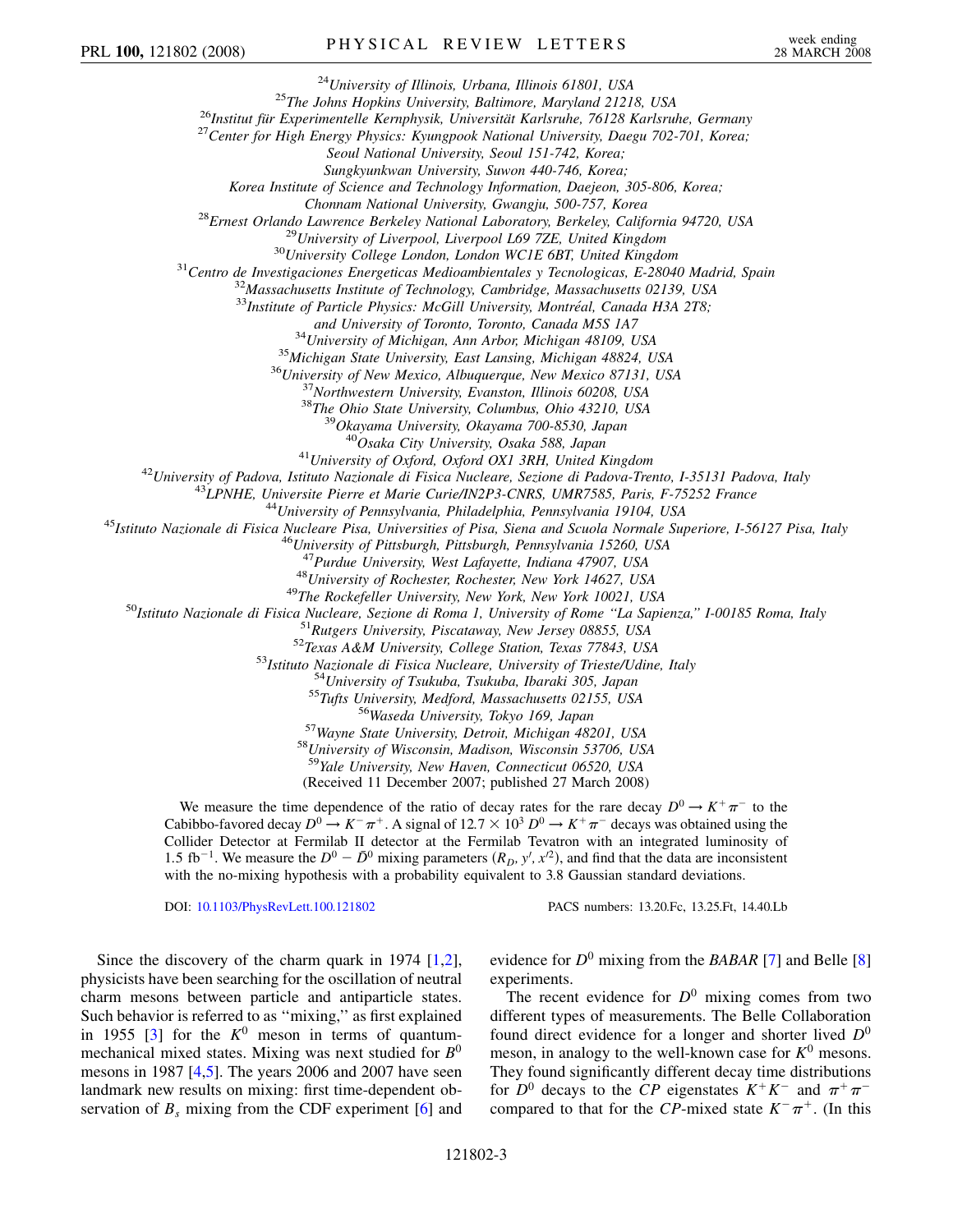[24]University of Illinois, Urbana, Illinois 61801, USA
[25]The Johns Hopkins University, Baltimore, Maryland 21218, USA
[26]Institut für Experimentelle Kernphysik, Universität Karlsruhe, 76128 Karlsruhe, Germany
[27]Center for High Energy Physics: Kyungpook National University, Daegu 702-701, Korea;
Seoul National University, Seoul 151-742, Korea;
Sungkyunkwan University, Suwon 440-746, Korea;
Korea Institute of Science and Technology Information, Daejeon, 305-806, Korea;
Chonnam National University, Gwangju, 500-757, Korea
[28]Ernest Orlando Lawrence Berkeley National Laboratory, Berkeley, California 94720, USA
[29]University of Liverpool, Liverpool L69 7ZE, United Kingdom
[30]University College London, London WC1E 6BT, United Kingdom
[31]Centro de Investigaciones Energeticas Medioambientales y Tecnologicas, E-28040 Madrid, Spain
[32]Massachusetts Institute of Technology, Cambridge, Massachusetts 02139, USA
[33]Institute of Particle Physics: McGill University, Montréal, Canada H3A 2T8;
and University of Toronto, Toronto, Canada M5S 1A7
[34]University of Michigan, Ann Arbor, Michigan 48109, USA
[35]Michigan State University, East Lansing, Michigan 48824, USA
[36]University of New Mexico, Albuquerque, New Mexico 87131, USA
[37]Northwestern University, Evanston, Illinois 60208, USA
[38]The Ohio State University, Columbus, Ohio 43210, USA
[39]Okayama University, Okayama 700-8530, Japan
[40]Osaka City University, Osaka 588, Japan
[41]University of Oxford, Oxford OX1 3RH, United Kingdom
[42]University of Padova, Istituto Nazionale di Fisica Nucleare, Sezione di Padova-Trento, I-35131 Padova, Italy
[43]LPNHE, Universite Pierre et Marie Curie/IN2P3-CNRS, UMR7585, Paris, F-75252 France
[44]University of Pennsylvania, Philadelphia, Pennsylvania 19104, USA
[45]Istituto Nazionale di Fisica Nucleare Pisa, Universities of Pisa, Siena and Scuola Normale Superiore, I-56127 Pisa, Italy
[46]University of Pittsburgh, Pittsburgh, Pennsylvania 15260, USA
[47]Purdue University, West Lafayette, Indiana 47907, USA
[48]University of Rochester, Rochester, New York 14627, USA
[49]The Rockefeller University, New York, New York 10021, USA
[50]Istituto Nazionale di Fisica Nucleare, Sezione di Roma 1, University of Rome "La Sapienza," I-00185 Roma, Italy
[51]Rutgers University, Piscataway, New Jersey 08855, USA
[52]Texas A&M University, College Station, Texas 77843, USA
[53]Istituto Nazionale di Fisica Nucleare, University of Trieste/Udine, Italy
[54]University of Tsukuba, Tsukuba, Ibaraki 305, Japan
[55]Tufts University, Medford, Massachusetts 02155, USA
[56]Waseda University, Tokyo 169, Japan
[57]Wayne State University, Detroit, Michigan 48201, USA
[58]University of Wisconsin, Madison, Wisconsin 53706, USA
[59]Yale University, New Haven, Connecticut 06520, USA
(Received 11 December 2007; published 27 March 2008)

We measure the time dependence of the ratio of decay rates for the rare decay $D^0 \to K^+\pi^-$ to the Cabibbo-favored decay $D^0 \to K^-\pi^+$. A signal of $12.7 \times 10^3$ $D^0 \to K^+\pi^-$ decays was obtained using the Collider Detector at Fermilab II detector at the Fermilab Tevatron with an integrated luminosity of 1.5 $\text{fb}^{-1}$. We measure the $D^0 - \bar{D}^0$ mixing parameters ($R_D$, $y'$, $x'^2$), and find that the data are inconsistent with the no-mixing hypothesis with a probability equivalent to 3.8 Gaussian standard deviations.

DOI: 10.1103/PhysRevLett.100.121802 PACS numbers: 13.20.Fc, 13.25.Ft, 14.40.Lb

Since the discovery of the charm quark in 1974 [1,2], physicists have been searching for the oscillation of neutral charm mesons between particle and antiparticle states. Such behavior is referred to as "mixing," as first explained in 1955 [3] for the $K^0$ meson in terms of quantum-mechanical mixed states. Mixing was next studied for $B^0$ mesons in 1987 [4,5]. The years 2006 and 2007 have seen landmark new results on mixing: first time-dependent observation of $B_s$ mixing from the CDF experiment [6] and evidence for $D^0$ mixing from the *BABAR* [7] and Belle [8] experiments.

The recent evidence for $D^0$ mixing comes from two different types of measurements. The Belle Collaboration found direct evidence for a longer and shorter lived $D^0$ meson, in analogy to the well-known case for $K^0$ mesons. They found significantly different decay time distributions for $D^0$ decays to the $CP$ eigenstates $K^+K^-$ and $\pi^+\pi^-$ compared to that for the $CP$-mixed state $K^-\pi^+$. (In this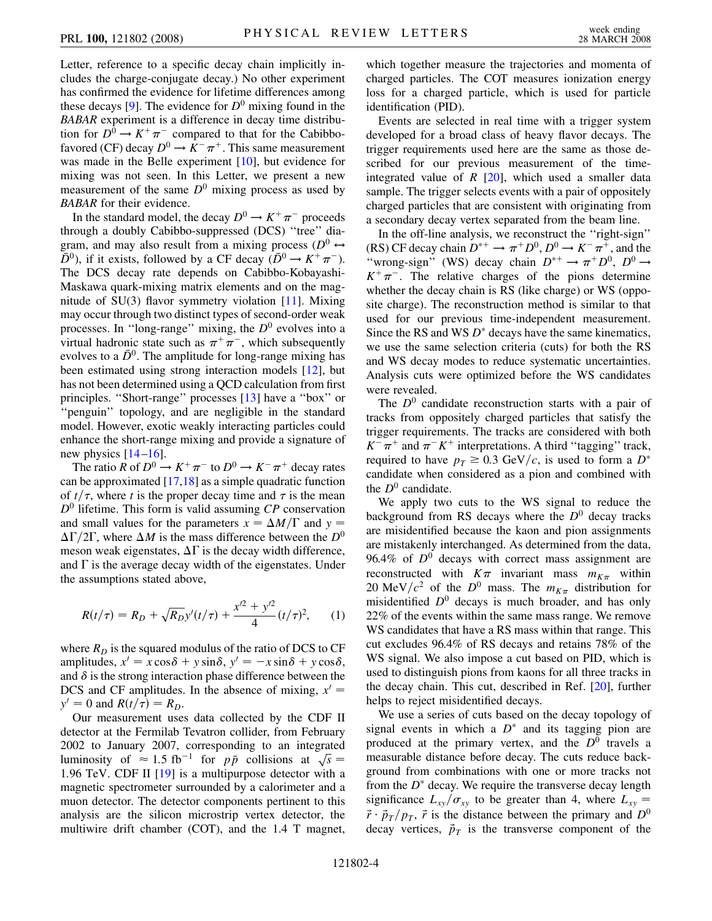Letter, reference to a specific decay chain implicitly includes the charge-conjugate decay.) No other experiment has confirmed the evidence for lifetime differences among these decays [9]. The evidence for $D^0$ mixing found in the *BABAR* experiment is a difference in decay time distribution for $D^0 \to K^+\pi^-$ compared to that for the Cabibbo-favored (CF) decay $D^0 \to K^-\pi^+$. This same measurement was made in the Belle experiment [10], but evidence for mixing was not seen. In this Letter, we present a new measurement of the same $D^0$ mixing process as used by *BABAR* for their evidence.

In the standard model, the decay $D^0 \to K^+\pi^-$ proceeds through a doubly Cabibbo-suppressed (DCS) "tree" diagram, and may also result from a mixing process ($D^0 \leftrightarrow \bar{D}^0$), if it exists, followed by a CF decay ($\bar{D}^0 \to K^+\pi^-$). The DCS decay rate depends on Cabibbo-Kobayashi-Maskawa quark-mixing matrix elements and on the magnitude of SU(3) flavor symmetry violation [11]. Mixing may occur through two distinct types of second-order weak processes. In "long-range" mixing, the $D^0$ evolves into a virtual hadronic state such as $\pi^+\pi^-$, which subsequently evolves to a $\bar{D}^0$. The amplitude for long-range mixing has been estimated using strong interaction models [12], but has not been determined using a QCD calculation from first principles. "Short-range" processes [13] have a "box" or "penguin" topology, and are negligible in the standard model. However, exotic weakly interacting particles could enhance the short-range mixing and provide a signature of new physics [14–16].

The ratio $R$ of $D^0 \to K^+\pi^-$ to $D^0 \to K^-\pi^+$ decay rates can be approximated [17,18] as a simple quadratic function of $t/\tau$, where $t$ is the proper decay time and $\tau$ is the mean $D^0$ lifetime. This form is valid assuming *CP* conservation and small values for the parameters $x = \Delta M/\Gamma$ and $y = \Delta\Gamma/2\Gamma$, where $\Delta M$ is the mass difference between the $D^0$ meson weak eigenstates, $\Delta\Gamma$ is the decay width difference, and $\Gamma$ is the average decay width of the eigenstates. Under the assumptions stated above,

$$R(t/\tau) = R_D + \sqrt{R_D}y'(t/\tau) + \frac{x'^2 + y'^2}{4}(t/\tau)^2, \qquad (1)$$

where $R_D$ is the squared modulus of the ratio of DCS to CF amplitudes, $x' = x\cos\delta + y\sin\delta$, $y' = -x\sin\delta + y\cos\delta$, and $\delta$ is the strong interaction phase difference between the DCS and CF amplitudes. In the absence of mixing, $x' = y' = 0$ and $R(t/\tau) = R_D$.

Our measurement uses data collected by the CDF II detector at the Fermilab Tevatron collider, from February 2002 to January 2007, corresponding to an integrated luminosity of $\approx 1.5\ \text{fb}^{-1}$ for $p\bar{p}$ collisions at $\sqrt{s} = 1.96$ TeV. CDF II [19] is a multipurpose detector with a magnetic spectrometer surrounded by a calorimeter and a muon detector. The detector components pertinent to this analysis are the silicon microstrip vertex detector, the multiwire drift chamber (COT), and the 1.4 T magnet, which together measure the trajectories and momenta of charged particles. The COT measures ionization energy loss for a charged particle, which is used for particle identification (PID).

Events are selected in real time with a trigger system developed for a broad class of heavy flavor decays. The trigger requirements used here are the same as those described for our previous measurement of the time-integrated value of $R$ [20], which used a smaller data sample. The trigger selects events with a pair of oppositely charged particles that are consistent with originating from a secondary decay vertex separated from the beam line.

In the off-line analysis, we reconstruct the "right-sign" (RS) CF decay chain $D^{*+} \to \pi^+ D^0$, $D^0 \to K^-\pi^+$, and the "wrong-sign" (WS) decay chain $D^{*+} \to \pi^+ D^0$, $D^0 \to K^+\pi^-$. The relative charges of the pions determine whether the decay chain is RS (like charge) or WS (opposite charge). The reconstruction method is similar to that used for our previous time-independent measurement. Since the RS and WS $D^*$ decays have the same kinematics, we use the same selection criteria (cuts) for both the RS and WS decay modes to reduce systematic uncertainties. Analysis cuts were optimized before the WS candidates were revealed.

The $D^0$ candidate reconstruction starts with a pair of tracks from oppositely charged particles that satisfy the trigger requirements. The tracks are considered with both $K^-\pi^+$ and $\pi^-K^+$ interpretations. A third "tagging" track, required to have $p_T \geq 0.3\ \text{GeV}/c$, is used to form a $D^*$ candidate when considered as a pion and combined with the $D^0$ candidate.

We apply two cuts to the WS signal to reduce the background from RS decays where the $D^0$ decay tracks are misidentified because the kaon and pion assignments are mistakenly interchanged. As determined from the data, 96.4% of $D^0$ decays with correct mass assignment are reconstructed with $K\pi$ invariant mass $m_{K\pi}$ within $20\ \text{MeV}/c^2$ of the $D^0$ mass. The $m_{K\pi}$ distribution for misidentified $D^0$ decays is much broader, and has only 22% of the events within the same mass range. We remove WS candidates that have a RS mass within that range. This cut excludes 96.4% of RS decays and retains 78% of the WS signal. We also impose a cut based on PID, which is used to distinguish pions from kaons for all three tracks in the decay chain. This cut, described in Ref. [20], further helps to reject misidentified decays.

We use a series of cuts based on the decay topology of signal events in which a $D^*$ and its tagging pion are produced at the primary vertex, and the $D^0$ travels a measurable distance before decay. The cuts reduce background from combinations with one or more tracks not from the $D^*$ decay. We require the transverse decay length significance $L_{xy}/\sigma_{xy}$ to be greater than 4, where $L_{xy} = \vec{r} \cdot \vec{p}_T / p_T$, $\vec{r}$ is the distance between the primary and $D^0$ decay vertices, $\vec{p}_T$ is the transverse component of the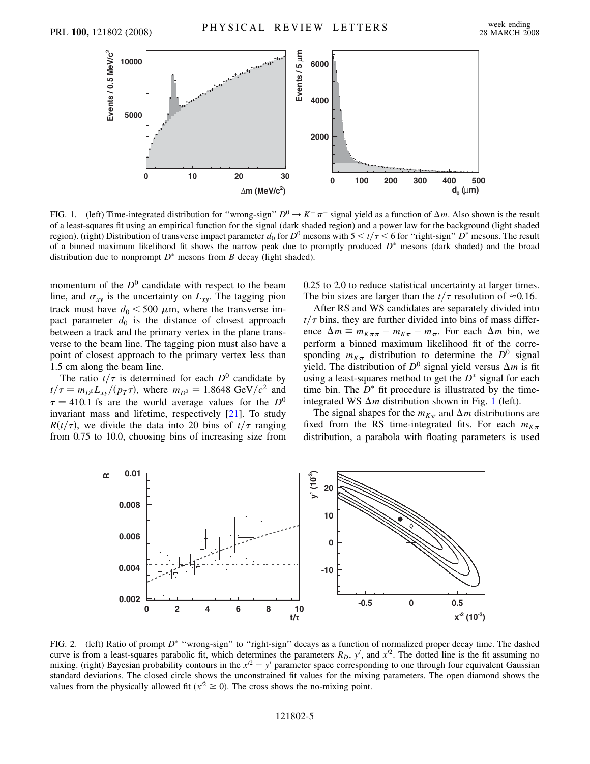FIG. 1. (left) Time-integrated distribution for "wrong-sign" $D^0 \to K^+\pi^-$ signal yield as a function of $\Delta m$. Also shown is the result of a least-squares fit using an empirical function for the signal (dark shaded region) and a power law for the background (light shaded region). (right) Distribution of transverse impact parameter $d_0$ for $D^0$ mesons with $5 < t/\tau < 6$ for "right-sign" $D^*$ mesons. The result of a binned maximum likelihood fit shows the narrow peak due to promptly produced $D^*$ mesons (dark shaded) and the broad distribution due to nonprompt $D^*$ mesons from $B$ decay (light shaded).

momentum of the $D^0$ candidate with respect to the beam line, and $\sigma_{xy}$ is the uncertainty on $L_{xy}$. The tagging pion track must have $d_0 < 500\ \mu$m, where the transverse impact parameter $d_0$ is the distance of closest approach between a track and the primary vertex in the plane transverse to the beam line. The tagging pion must also have a point of closest approach to the primary vertex less than 1.5 cm along the beam line.

The ratio $t/\tau$ is determined for each $D^0$ candidate by $t/\tau = m_{D^0} L_{xy}/(p_T \tau)$, where $m_{D^0} = 1.8648\ \text{GeV}/c^2$ and $\tau = 410.1$ fs are the world average values for the $D^0$ invariant mass and lifetime, respectively [21]. To study $R(t/\tau)$, we divide the data into 20 bins of $t/\tau$ ranging from 0.75 to 10.0, choosing bins of increasing size from 0.25 to 2.0 to reduce statistical uncertainty at larger times. The bin sizes are larger than the $t/\tau$ resolution of $\approx 0.16$.

After RS and WS candidates are separately divided into $t/\tau$ bins, they are further divided into bins of mass difference $\Delta m \equiv m_{K\pi\pi} - m_{K\pi} - m_\pi$. For each $\Delta m$ bin, we perform a binned maximum likelihood fit of the corresponding $m_{K\pi}$ distribution to determine the $D^0$ signal yield. The distribution of $D^0$ signal yield versus $\Delta m$ is fit using a least-squares method to get the $D^*$ signal for each time bin. The $D^*$ fit procedure is illustrated by the time-integrated WS $\Delta m$ distribution shown in Fig. 1 (left).

The signal shapes for the $m_{K\pi}$ and $\Delta m$ distributions are fixed from the RS time-integrated fits. For each $m_{K\pi}$ distribution, a parabola with floating parameters is used

FIG. 2. (left) Ratio of prompt $D^*$ "wrong-sign" to "right-sign" decays as a function of normalized proper decay time. The dashed curve is from a least-squares parabolic fit, which determines the parameters $R_D$, $y'$, and $x'^2$. The dotted line is the fit assuming no mixing. (right) Bayesian probability contours in the $x'^2 - y'$ parameter space corresponding to one through four equivalent Gaussian standard deviations. The closed circle shows the unconstrained fit values for the mixing parameters. The open diamond shows the values from the physically allowed fit ($x'^2 \geq 0$). The cross shows the no-mixing point.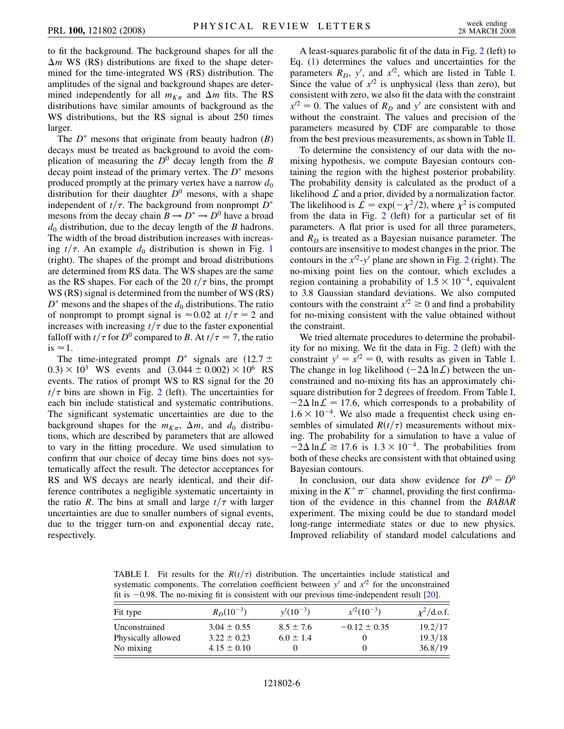to fit the background. The background shapes for all the $\Delta m$ WS (RS) distributions are fixed to the shape determined for the time-integrated WS (RS) distribution. The amplitudes of the signal and background shapes are determined independently for all $m_{K\pi}$ and $\Delta m$ fits. The RS distributions have similar amounts of background as the WS distributions, but the RS signal is about 250 times larger.

The $D^*$ mesons that originate from beauty hadron ($B$) decays must be treated as background to avoid the complication of measuring the $D^0$ decay length from the $B$ decay point instead of the primary vertex. The $D^*$ mesons produced promptly at the primary vertex have a narrow $d_0$ distribution for their daughter $D^0$ mesons, with a shape independent of $t/\tau$. The background from nonprompt $D^*$ mesons from the decay chain $B \to D^* \to D^0$ have a broad $d_0$ distribution, due to the decay length of the $B$ hadrons. The width of the broad distribution increases with increasing $t/\tau$. An example $d_0$ distribution is shown in Fig. 1 (right). The shapes of the prompt and broad distributions are determined from RS data. The WS shapes are the same as the RS shapes. For each of the 20 $t/\tau$ bins, the prompt WS (RS) signal is determined from the number of WS (RS) $D^*$ mesons and the shapes of the $d_0$ distributions. The ratio of nonprompt to prompt signal is $\approx 0.02$ at $t/\tau = 2$ and increases with increasing $t/\tau$ due to the faster exponential falloff with $t/\tau$ for $D^0$ compared to $B$. At $t/\tau = 7$, the ratio is $\approx 1$.

The time-integrated prompt $D^*$ signals are $(12.7 \pm 0.3) \times 10^3$ WS events and $(3.044 \pm 0.002) \times 10^6$ RS events. The ratios of prompt WS to RS signal for the 20 $t/\tau$ bins are shown in Fig. 2 (left). The uncertainties for each bin include statistical and systematic contributions. The significant systematic uncertainties are due to the background shapes for the $m_{K\pi}$, $\Delta m$, and $d_0$ distributions, which are described by parameters that are allowed to vary in the fitting procedure. We used simulation to confirm that our choice of decay time bins does not systematically affect the result. The detector acceptances for RS and WS decays are nearly identical, and their difference contributes a negligible systematic uncertainty in the ratio $R$. The bins at small and large $t/\tau$ with larger uncertainties are due to smaller numbers of signal events, due to the trigger turn-on and exponential decay rate, respectively.

A least-squares parabolic fit of the data in Fig. 2 (left) to Eq. (1) determines the values and uncertainties for the parameters $R_D$, $y'$, and $x'^2$, which are listed in Table I. Since the value of $x'^2$ is unphysical (less than zero), but consistent with zero, we also fit the data with the constraint $x'^2 = 0$. The values of $R_D$ and $y'$ are consistent with and without the constraint. The values and precision of the parameters measured by CDF are comparable to those from the best previous measurements, as shown in Table II.

To determine the consistency of our data with the no-mixing hypothesis, we compute Bayesian contours containing the region with the highest posterior probability. The probability density is calculated as the product of a likelihood $\mathcal{L}$ and a prior, divided by a normalization factor. The likelihood is $\mathcal{L} = \exp(-\chi^2/2)$, where $\chi^2$ is computed from the data in Fig. 2 (left) for a particular set of fit parameters. A flat prior is used for all three parameters, and $R_D$ is treated as a Bayesian nuisance parameter. The contours are insensitive to modest changes in the prior. The contours in the $x'^2$-$y'$ plane are shown in Fig. 2 (right). The no-mixing point lies on the contour, which excludes a region containing a probability of $1.5 \times 10^{-4}$, equivalent to 3.8 Gaussian standard deviations. We also computed contours with the constraint $x'^2 \geq 0$ and find a probability for no-mixing consistent with the value obtained without the constraint.

We tried alternate procedures to determine the probability for no mixing. We fit the data in Fig. 2 (left) with the constraint $y' = x'^2 = 0$, with results as given in Table I. The change in log likelihood ($-2\Delta \ln\mathcal{L}$) between the unconstrained and no-mixing fits has an approximately chi-square distribution for 2 degrees of freedom. From Table I, $-2\Delta \ln\mathcal{L} = 17.6$, which corresponds to a probability of $1.6 \times 10^{-4}$. We also made a frequentist check using ensembles of simulated $R(t/\tau)$ measurements without mixing. The probability for a simulation to have a value of $-2\Delta \ln\mathcal{L} \geq 17.6$ is $1.3 \times 10^{-4}$. The probabilities from both of these checks are consistent with that obtained using Bayesian contours.

In conclusion, our data show evidence for $D^0 - \bar{D}^0$ mixing in the $K^+\pi^-$ channel, providing the first confirmation of the evidence in this channel from the *BABAR* experiment. The mixing could be due to standard model long-range intermediate states or due to new physics. Improved reliability of standard model calculations and

TABLE I. Fit results for the $R(t/\tau)$ distribution. The uncertainties include statistical and systematic components. The correlation coefficient between $y'$ and $x'^2$ for the unconstrained fit is $-0.98$. The no-mixing fit is consistent with our previous time-independent result [20].

| Fit type | $R_D(10^{-3})$ | $y'(10^{-3})$ | $x'^2(10^{-3})$ | $\chi^2$/d.o.f. |
|---|---|---|---|---|
| Unconstrained | $3.04 \pm 0.55$ | $8.5 \pm 7.6$ | $-0.12 \pm 0.35$ | 19.2/17 |
| Physically allowed | $3.22 \pm 0.23$ | $6.0 \pm 1.4$ | 0 | 19.3/18 |
| No mixing | $4.15 \pm 0.10$ | 0 | 0 | 36.8/19 |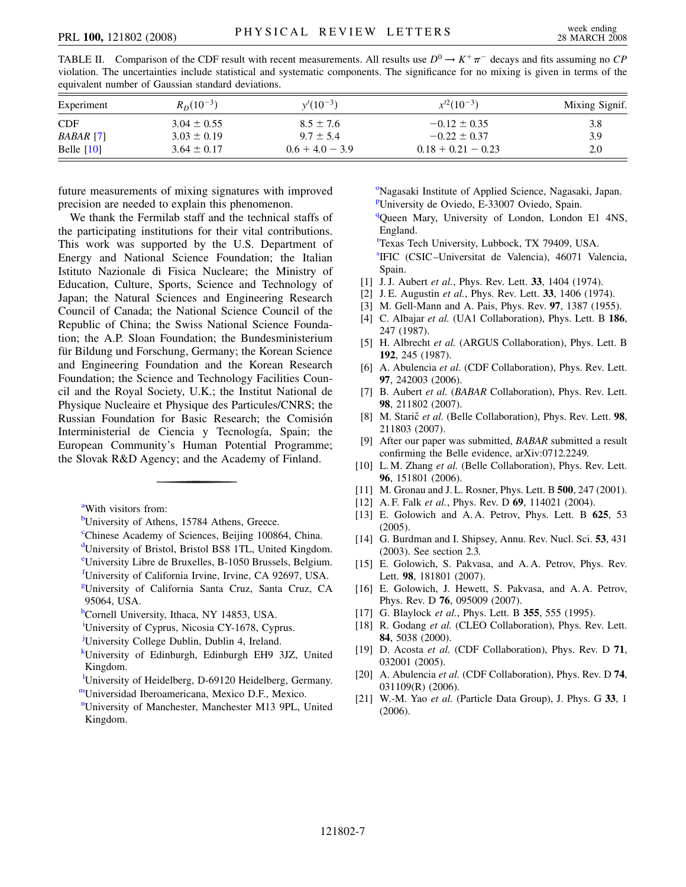TABLE II. Comparison of the CDF result with recent measurements. All results use $D^0 \to K^+\pi^-$ decays and fits assuming no *CP* violation. The uncertainties include statistical and systematic components. The significance for no mixing is given in terms of the equivalent number of Gaussian standard deviations.

| Experiment | $R_D(10^{-3})$ | $y'(10^{-3})$ | $x'^2(10^{-3})$ | Mixing Signif. |
|---|---|---|---|---|
| CDF | $3.04 \pm 0.55$ | $8.5 \pm 7.6$ | $-0.12 \pm 0.35$ | 3.8 |
| *BABAR* [7] | $3.03 \pm 0.19$ | $9.7 \pm 5.4$ | $-0.22 \pm 0.37$ | 3.9 |
| Belle [10] | $3.64 \pm 0.17$ | $0.6 + 4.0 - 3.9$ | $0.18 + 0.21 - 0.23$ | 2.0 |

future measurements of mixing signatures with improved precision are needed to explain this phenomenon.

We thank the Fermilab staff and the technical staffs of the participating institutions for their vital contributions. This work was supported by the U.S. Department of Energy and National Science Foundation; the Italian Istituto Nazionale di Fisica Nucleare; the Ministry of Education, Culture, Sports, Science and Technology of Japan; the Natural Sciences and Engineering Research Council of Canada; the National Science Council of the Republic of China; the Swiss National Science Foundation; the A.P. Sloan Foundation; the Bundesministerium für Bildung und Forschung, Germany; the Korean Science and Engineering Foundation and the Korean Research Foundation; the Science and Technology Facilities Council and the Royal Society, U.K.; the Institut National de Physique Nucleaire et Physique des Particules/CNRS; the Russian Foundation for Basic Research; the Comisión Interministerial de Ciencia y Tecnología, Spain; the European Community's Human Potential Programme; the Slovak R&D Agency; and the Academy of Finland.

---

[a]With visitors from:
[b]University of Athens, 15784 Athens, Greece.
[c]Chinese Academy of Sciences, Beijing 100864, China.
[d]University of Bristol, Bristol BS8 1TL, United Kingdom.
[e]University Libre de Bruxelles, B-1050 Brussels, Belgium.
[f]University of California Irvine, Irvine, CA 92697, USA.
[g]University of California Santa Cruz, Santa Cruz, CA 95064, USA.
[h]Cornell University, Ithaca, NY 14853, USA.
[i]University of Cyprus, Nicosia CY-1678, Cyprus.
[j]University College Dublin, Dublin 4, Ireland.
[k]University of Edinburgh, Edinburgh EH9 3JZ, United Kingdom.
[l]University of Heidelberg, D-69120 Heidelberg, Germany.
[m]Universidad Iberoamericana, Mexico D.F., Mexico.
[n]University of Manchester, Manchester M13 9PL, United Kingdom.
[o]Nagasaki Institute of Applied Science, Nagasaki, Japan.
[p]University de Oviedo, E-33007 Oviedo, Spain.
[q]Queen Mary, University of London, London E1 4NS, England.
[r]Texas Tech University, Lubbock, TX 79409, USA.
[s]IFIC (CSIC–Universitat de Valencia), 46071 Valencia, Spain.

[1] J. J. Aubert *et al.*, Phys. Rev. Lett. **33**, 1404 (1974).
[2] J. E. Augustin *et al.*, Phys. Rev. Lett. **33**, 1406 (1974).
[3] M. Gell-Mann and A. Pais, Phys. Rev. **97**, 1387 (1955).
[4] C. Albajar *et al.* (UA1 Collaboration), Phys. Lett. B **186**, 247 (1987).
[5] H. Albrecht *et al.* (ARGUS Collaboration), Phys. Lett. B **192**, 245 (1987).
[6] A. Abulencia *et al.* (CDF Collaboration), Phys. Rev. Lett. **97**, 242003 (2006).
[7] B. Aubert *et al.* (*BABAR* Collaboration), Phys. Rev. Lett. **98**, 211802 (2007).
[8] M. Starič *et al.* (Belle Collaboration), Phys. Rev. Lett. **98**, 211803 (2007).
[9] After our paper was submitted, *BABAR* submitted a result confirming the Belle evidence, arXiv:0712.2249.
[10] L. M. Zhang *et al.* (Belle Collaboration), Phys. Rev. Lett. **96**, 151801 (2006).
[11] M. Gronau and J. L. Rosner, Phys. Lett. B **500**, 247 (2001).
[12] A. F. Falk *et al.*, Phys. Rev. D **69**, 114021 (2004).
[13] E. Golowich and A. A. Petrov, Phys. Lett. B **625**, 53 (2005).
[14] G. Burdman and I. Shipsey, Annu. Rev. Nucl. Sci. **53**, 431 (2003). See section 2.3.
[15] E. Golowich, S. Pakvasa, and A. A. Petrov, Phys. Rev. Lett. **98**, 181801 (2007).
[16] E. Golowich, J. Hewett, S. Pakvasa, and A. A. Petrov, Phys. Rev. D **76**, 095009 (2007).
[17] G. Blaylock *et al.*, Phys. Lett. B **355**, 555 (1995).
[18] R. Godang *et al.* (CLEO Collaboration), Phys. Rev. Lett. **84**, 5038 (2000).
[19] D. Acosta *et al.* (CDF Collaboration), Phys. Rev. D **71**, 032001 (2005).
[20] A. Abulencia *et al.* (CDF Collaboration), Phys. Rev. D **74**, 031109(R) (2006).
[21] W.-M. Yao *et al.* (Particle Data Group), J. Phys. G **33**, 1 (2006).